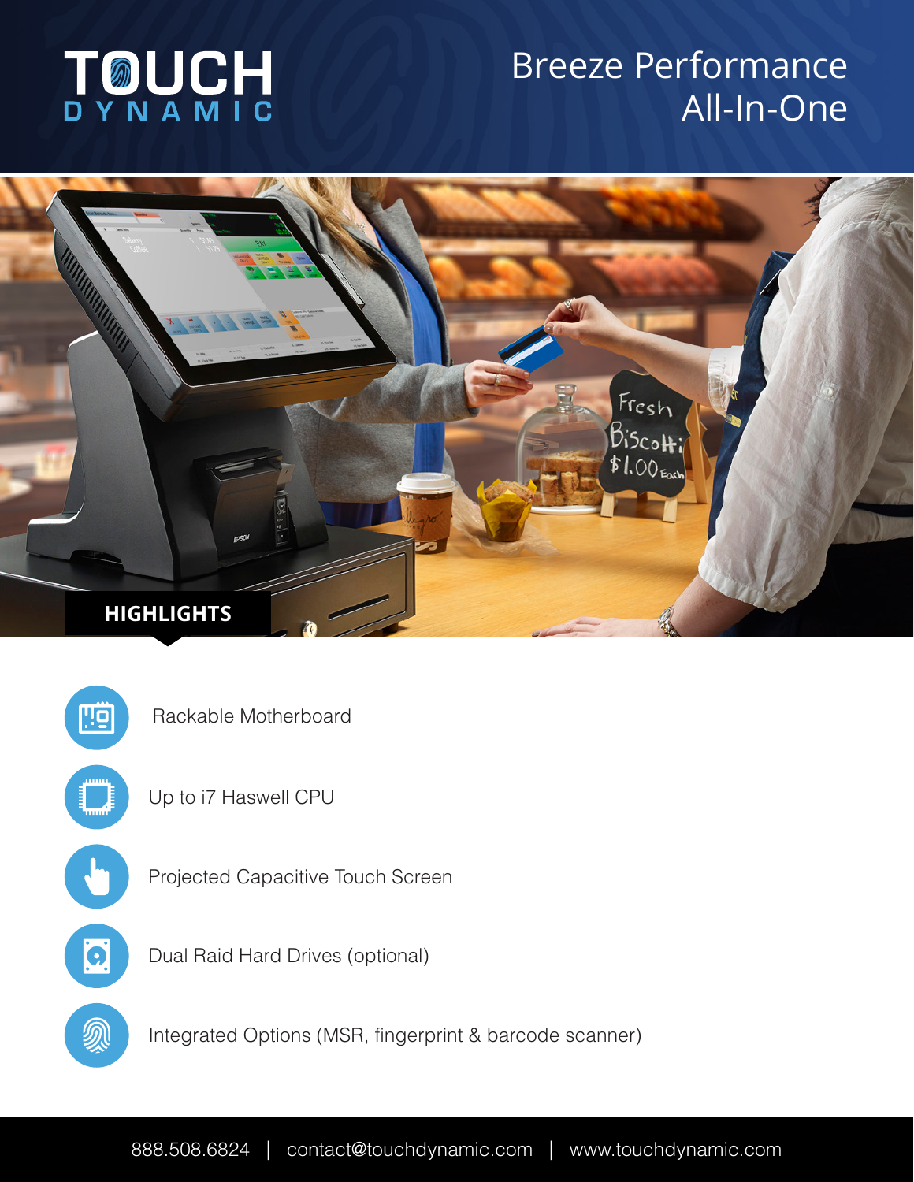TOUCH DYNAMIC

# Breeze Performance All-In-One

## HIGHLIGHTS

- Rackable Motherboard
- Up to i7 Haswell CPU
- Projected Capacitive Touch Screen
- Dual Raid Hard Drives (optional)
- Integrated Options (MSR, fingerprint & barcode scanner)

888.508.6824 | contact@touchdynamic.com | www.touchdynamic.com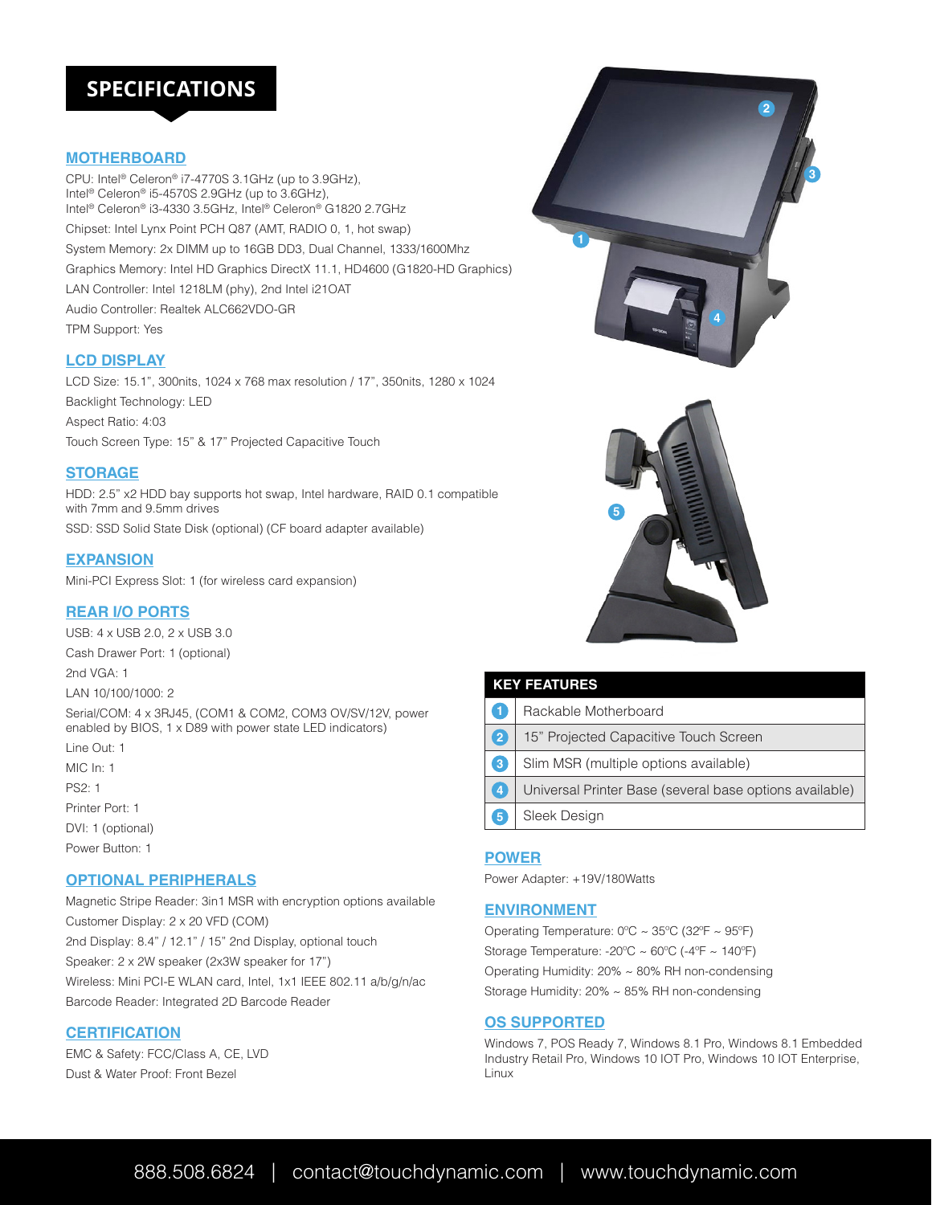# SPECIFICATIONS

## MOTHERBOARD

CPU: Intel® Celeron® i7-4770S 3.1GHz (up to 3.9GHz),
Intel® Celeron® i5-4570S 2.9GHz (up to 3.6GHz),
Intel® Celeron® i3-4330 3.5GHz, Intel® Celeron® G1820 2.7GHz

Chipset: Intel Lynx Point PCH Q87 (AMT, RADIO 0, 1, hot swap)

System Memory: 2x DIMM up to 16GB DD3, Dual Channel, 1333/1600Mhz

Graphics Memory: Intel HD Graphics DirectX 11.1, HD4600 (G1820-HD Graphics)

LAN Controller: Intel 1218LM (phy), 2nd Intel i21OAT

Audio Controller: Realtek ALC662VDO-GR

TPM Support: Yes

## LCD DISPLAY

LCD Size: 15.1", 300nits, 1024 x 768 max resolution / 17", 350nits, 1280 x 1024

Backlight Technology: LED

Aspect Ratio: 4:03

Touch Screen Type: 15" & 17" Projected Capacitive Touch

## STORAGE

HDD: 2.5" x2 HDD bay supports hot swap, Intel hardware, RAID 0.1 compatible with 7mm and 9.5mm drives

SSD: SSD Solid State Disk (optional) (CF board adapter available)

## EXPANSION

Mini-PCI Express Slot: 1 (for wireless card expansion)

## REAR I/O PORTS

USB: 4 x USB 2.0, 2 x USB 3.0

Cash Drawer Port: 1 (optional)

2nd VGA: 1

LAN 10/100/1000: 2

Serial/COM: 4 x 3RJ45, (COM1 & COM2, COM3 OV/SV/12V, power enabled by BIOS, 1 x D89 with power state LED indicators)

Line Out: 1

MIC In: 1

PS2: 1

Printer Port: 1

DVI: 1 (optional)

Power Button: 1

## OPTIONAL PERIPHERALS

Magnetic Stripe Reader: 3in1 MSR with encryption options available

Customer Display: 2 x 20 VFD (COM)

2nd Display: 8.4" / 12.1" / 15" 2nd Display, optional touch

Speaker: 2 x 2W speaker (2x3W speaker for 17")

Wireless: Mini PCI-E WLAN card, Intel, 1x1 IEEE 802.11 a/b/g/n/ac

Barcode Reader: Integrated 2D Barcode Reader

## CERTIFICATION

EMC & Safety: FCC/Class A, CE, LVD

Dust & Water Proof: Front Bezel

| KEY FEATURES | |
|---|---|
| 1 | Rackable Motherboard |
| 2 | 15" Projected Capacitive Touch Screen |
| 3 | Slim MSR (multiple options available) |
| 4 | Universal Printer Base (several base options available) |
| 5 | Sleek Design |

## POWER

Power Adapter: +19V/180Watts

## ENVIRONMENT

Operating Temperature: 0ºC ~ 35ºC (32ºF ~ 95ºF)

Storage Temperature: -20ºC ~ 60ºC (-4ºF ~ 140ºF)

Operating Humidity: 20% ~ 80% RH non-condensing

Storage Humidity: 20% ~ 85% RH non-condensing

## OS SUPPORTED

Windows 7, POS Ready 7, Windows 8.1 Pro, Windows 8.1 Embedded Industry Retail Pro, Windows 10 IOT Pro, Windows 10 IOT Enterprise, Linux

888.508.6824 | contact@touchdynamic.com | www.touchdynamic.com